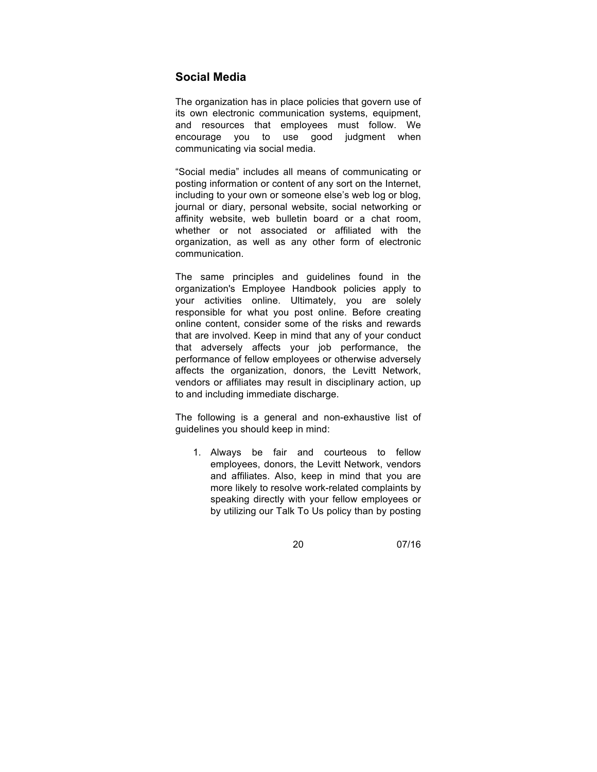## Social Media

The organization has in place policies that govern use of its own electronic communication systems, equipment, and resources that employees must follow. We encourage you to use good judgment when communicating via social media.

"Social media" includes all means of communicating or posting information or content of any sort on the Internet, including to your own or someone else's web log or blog, journal or diary, personal website, social networking or affinity website, web bulletin board or a chat room, whether or not associated or affiliated with the organization, as well as any other form of electronic communication.

The same principles and guidelines found in the organization's Employee Handbook policies apply to your activities online. Ultimately, you are solely responsible for what you post online. Before creating online content, consider some of the risks and rewards that are involved. Keep in mind that any of your conduct that adversely affects your job performance, the performance of fellow employees or otherwise adversely affects the organization, donors, the Levitt Network, vendors or affiliates may result in disciplinary action, up to and including immediate discharge.

The following is a general and non-exhaustive list of guidelines you should keep in mind:

1. Always be fair and courteous to fellow employees, donors, the Levitt Network, vendors and affiliates. Also, keep in mind that you are more likely to resolve work-related complaints by speaking directly with your fellow employees or by utilizing our Talk To Us policy than by posting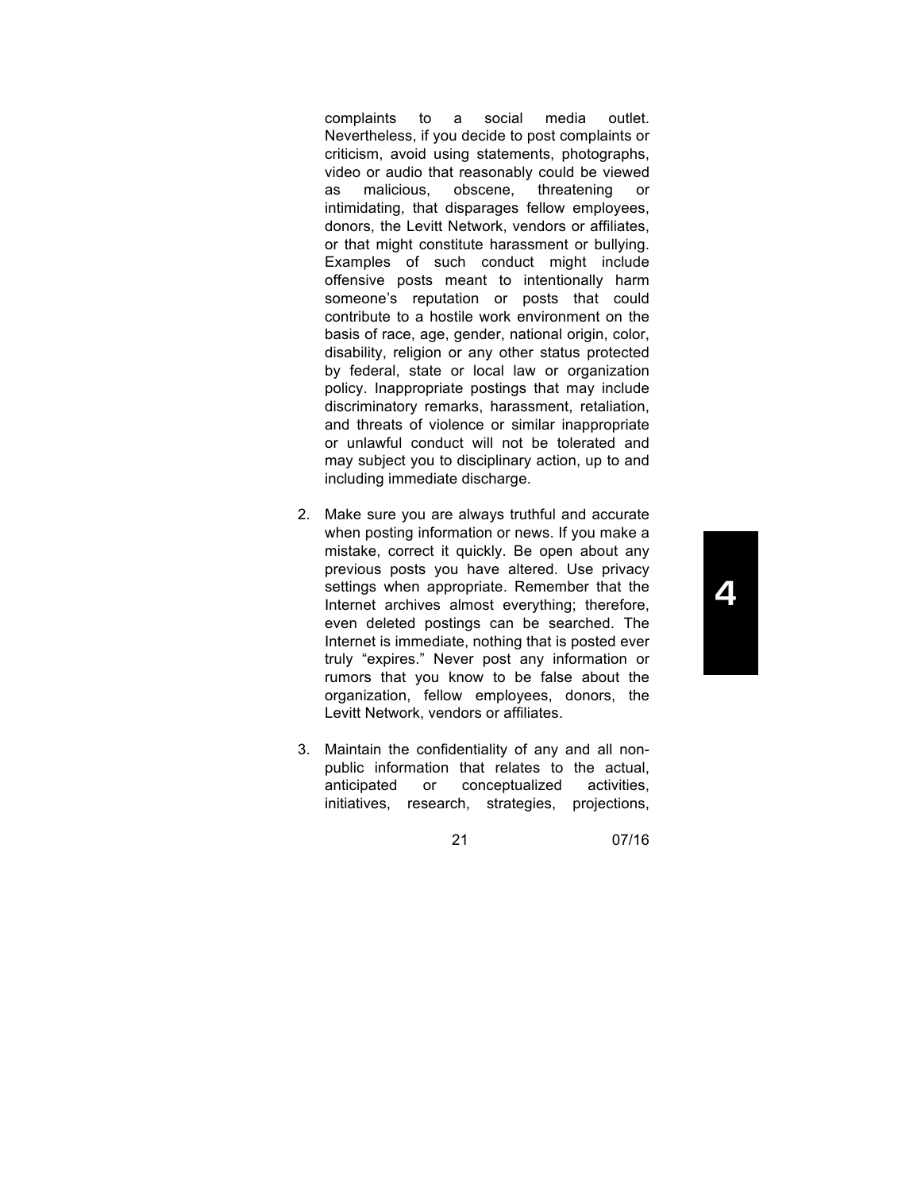complaints to a social media outlet. Nevertheless, if you decide to post complaints or criticism, avoid using statements, photographs, video or audio that reasonably could be viewed as malicious, obscene, threatening or intimidating, that disparages fellow employees, donors, the Levitt Network, vendors or affiliates, or that might constitute harassment or bullying. Examples of such conduct might include offensive posts meant to intentionally harm someone's reputation or posts that could contribute to a hostile work environment on the basis of race, age, gender, national origin, color, disability, religion or any other status protected by federal, state or local law or organization policy. Inappropriate postings that may include discriminatory remarks, harassment, retaliation, and threats of violence or similar inappropriate or unlawful conduct will not be tolerated and may subject you to disciplinary action, up to and including immediate discharge.

2. Make sure you are always truthful and accurate when posting information or news. If you make a mistake, correct it quickly. Be open about any previous posts you have altered. Use privacy settings when appropriate. Remember that the Internet archives almost everything; therefore, even deleted postings can be searched. The Internet is immediate, nothing that is posted ever truly "expires." Never post any information or rumors that you know to be false about the organization, fellow employees, donors, the Levitt Network, vendors or affiliates.

3. Maintain the confidentiality of any and all non-public information that relates to the actual, anticipated or conceptualized activities, initiatives, research, strategies, projections,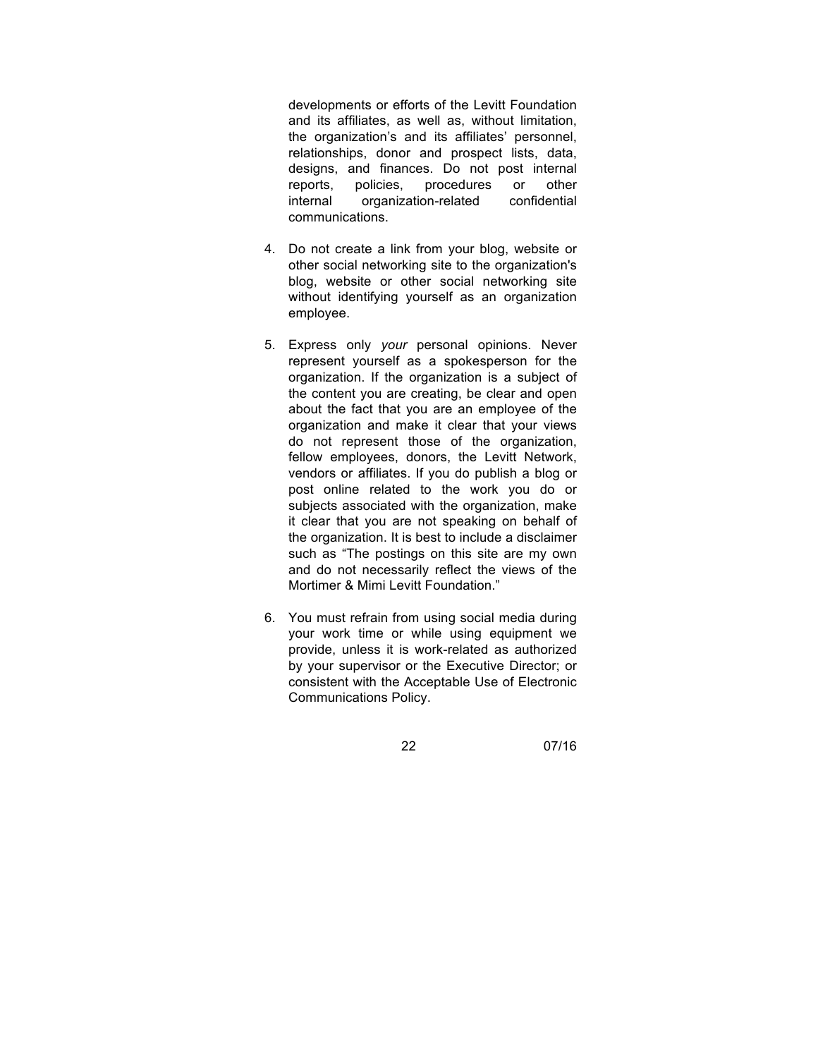developments or efforts of the Levitt Foundation and its affiliates, as well as, without limitation, the organization's and its affiliates' personnel, relationships, donor and prospect lists, data, designs, and finances. Do not post internal reports, policies, procedures or other internal organization-related confidential communications.

4. Do not create a link from your blog, website or other social networking site to the organization's blog, website or other social networking site without identifying yourself as an organization employee.

5. Express only *your* personal opinions. Never represent yourself as a spokesperson for the organization. If the organization is a subject of the content you are creating, be clear and open about the fact that you are an employee of the organization and make it clear that your views do not represent those of the organization, fellow employees, donors, the Levitt Network, vendors or affiliates. If you do publish a blog or post online related to the work you do or subjects associated with the organization, make it clear that you are not speaking on behalf of the organization. It is best to include a disclaimer such as "The postings on this site are my own and do not necessarily reflect the views of the Mortimer & Mimi Levitt Foundation."

6. You must refrain from using social media during your work time or while using equipment we provide, unless it is work-related as authorized by your supervisor or the Executive Director; or consistent with the Acceptable Use of Electronic Communications Policy.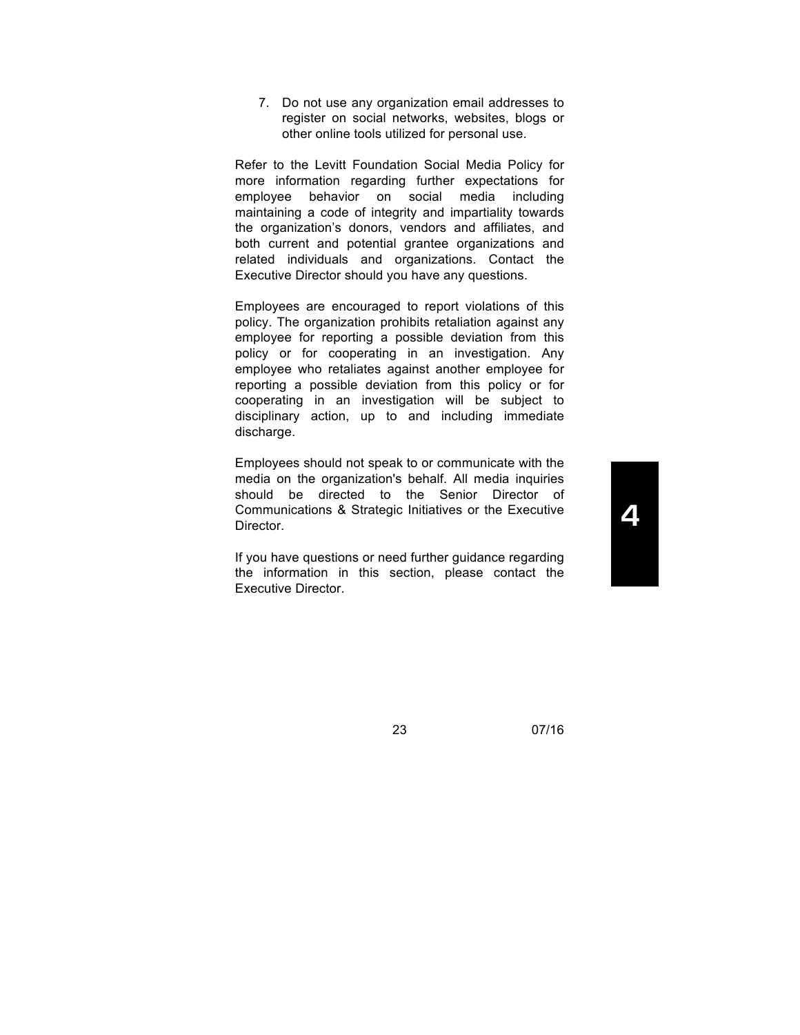7. Do not use any organization email addresses to register on social networks, websites, blogs or other online tools utilized for personal use.

Refer to the Levitt Foundation Social Media Policy for more information regarding further expectations for employee behavior on social media including maintaining a code of integrity and impartiality towards the organization's donors, vendors and affiliates, and both current and potential grantee organizations and related individuals and organizations. Contact the Executive Director should you have any questions.

Employees are encouraged to report violations of this policy. The organization prohibits retaliation against any employee for reporting a possible deviation from this policy or for cooperating in an investigation. Any employee who retaliates against another employee for reporting a possible deviation from this policy or for cooperating in an investigation will be subject to disciplinary action, up to and including immediate discharge.

Employees should not speak to or communicate with the media on the organization's behalf. All media inquiries should be directed to the Senior Director of Communications & Strategic Initiatives or the Executive Director.

If you have questions or need further guidance regarding the information in this section, please contact the Executive Director.